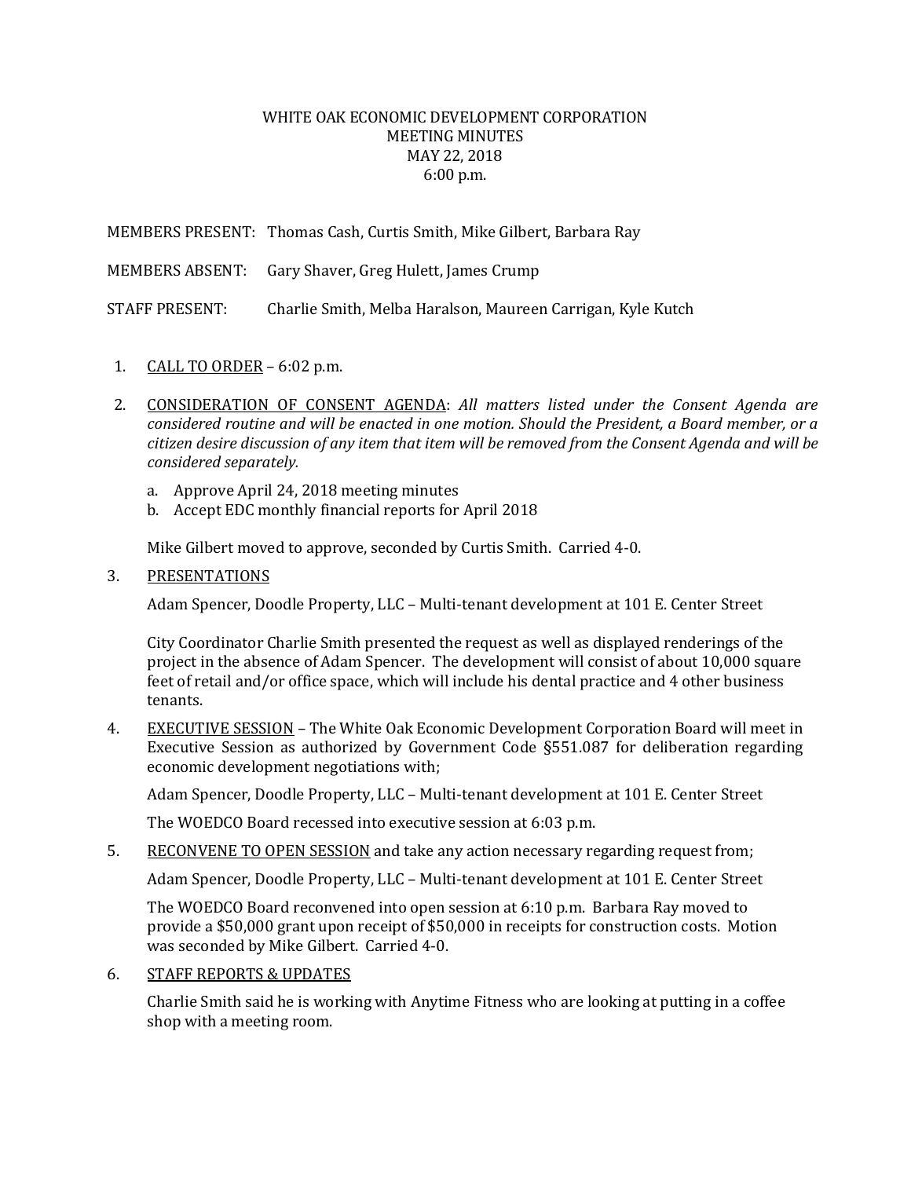# WHITE OAK ECONOMIC DEVELOPMENT CORPORATION
## MEETING MINUTES
### MAY 22, 2018
### 6:00 p.m.

MEMBERS PRESENT: Thomas Cash, Curtis Smith, Mike Gilbert, Barbara Ray

MEMBERS ABSENT: Gary Shaver, Greg Hulett, James Crump

STAFF PRESENT: Charlie Smith, Melba Haralson, Maureen Carrigan, Kyle Kutch

1. <u>CALL TO ORDER</u> – 6:02 p.m.

2. <u>CONSIDERATION OF CONSENT AGENDA</u>: *All matters listed under the Consent Agenda are considered routine and will be enacted in one motion. Should the President, a Board member, or a citizen desire discussion of any item that item will be removed from the Consent Agenda and will be considered separately.*

   a. Approve April 24, 2018 meeting minutes
   b. Accept EDC monthly financial reports for April 2018

   Mike Gilbert moved to approve, seconded by Curtis Smith. Carried 4-0.

3. <u>PRESENTATIONS</u>

   Adam Spencer, Doodle Property, LLC – Multi-tenant development at 101 E. Center Street

   City Coordinator Charlie Smith presented the request as well as displayed renderings of the project in the absence of Adam Spencer. The development will consist of about 10,000 square feet of retail and/or office space, which will include his dental practice and 4 other business tenants.

4. <u>EXECUTIVE SESSION</u> – The White Oak Economic Development Corporation Board will meet in Executive Session as authorized by Government Code §551.087 for deliberation regarding economic development negotiations with;

   Adam Spencer, Doodle Property, LLC – Multi-tenant development at 101 E. Center Street

   The WOEDCO Board recessed into executive session at 6:03 p.m.

5. <u>RECONVENE TO OPEN SESSION</u> and take any action necessary regarding request from;

   Adam Spencer, Doodle Property, LLC – Multi-tenant development at 101 E. Center Street

   The WOEDCO Board reconvened into open session at 6:10 p.m. Barbara Ray moved to provide a $50,000 grant upon receipt of $50,000 in receipts for construction costs. Motion was seconded by Mike Gilbert. Carried 4-0.

6. <u>STAFF REPORTS & UPDATES</u>

   Charlie Smith said he is working with Anytime Fitness who are looking at putting in a coffee shop with a meeting room.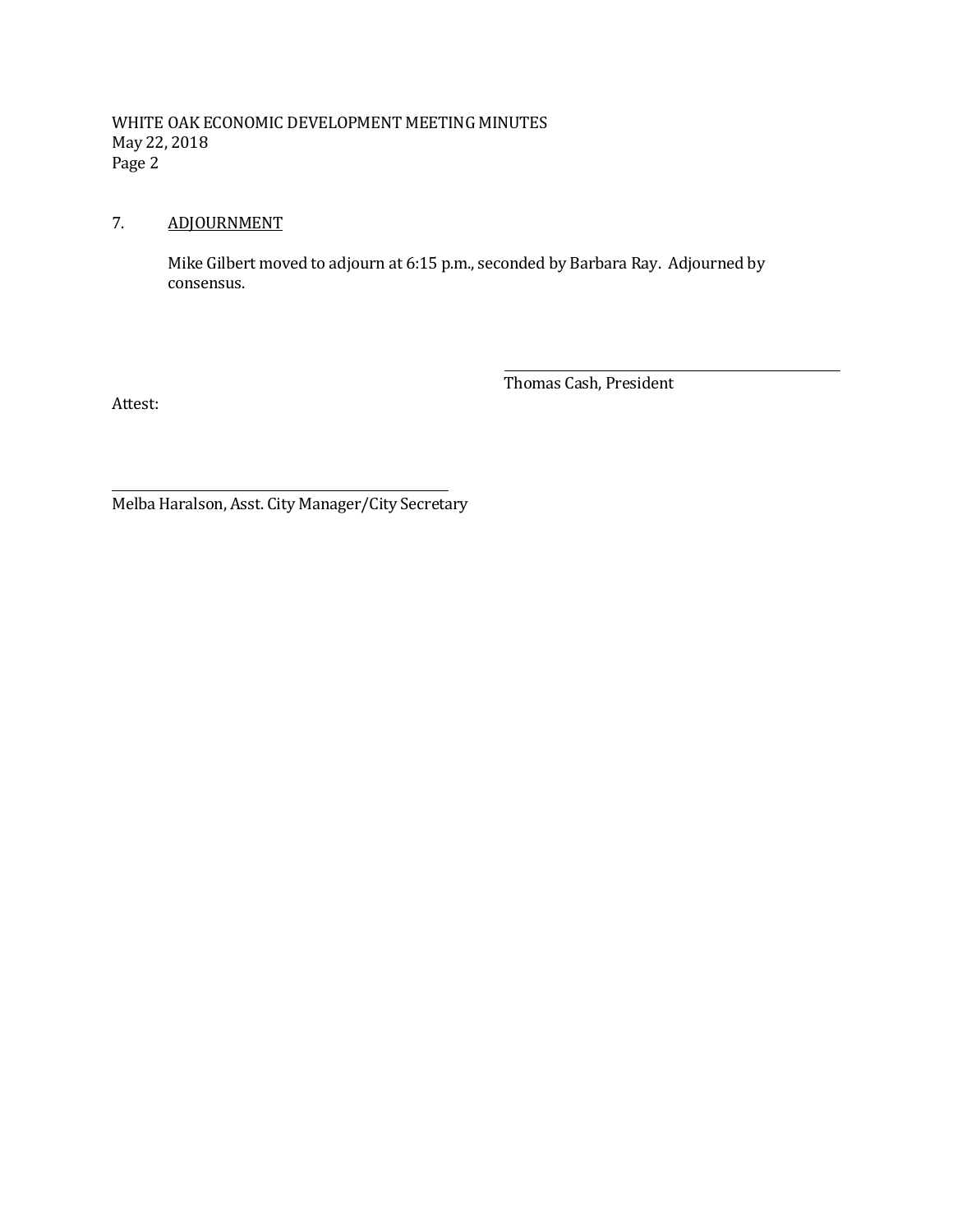7. ADJOURNMENT

Mike Gilbert moved to adjourn at 6:15 p.m., seconded by Barbara Ray. Adjourned by consensus.

\_\_\_\_\_\_\_\_\_\_\_\_\_\_\_\_\_\_\_\_\_\_\_\_\_\_\_\_\_\_\_\_\_\_\_\_\_\_\_\_

Thomas Cash, President

Attest:

\_\_\_\_\_\_\_\_\_\_\_\_\_\_\_\_\_\_\_\_\_\_\_\_\_\_\_\_\_\_\_\_\_\_\_\_\_\_\_\_

Melba Haralson, Asst. City Manager/City Secretary